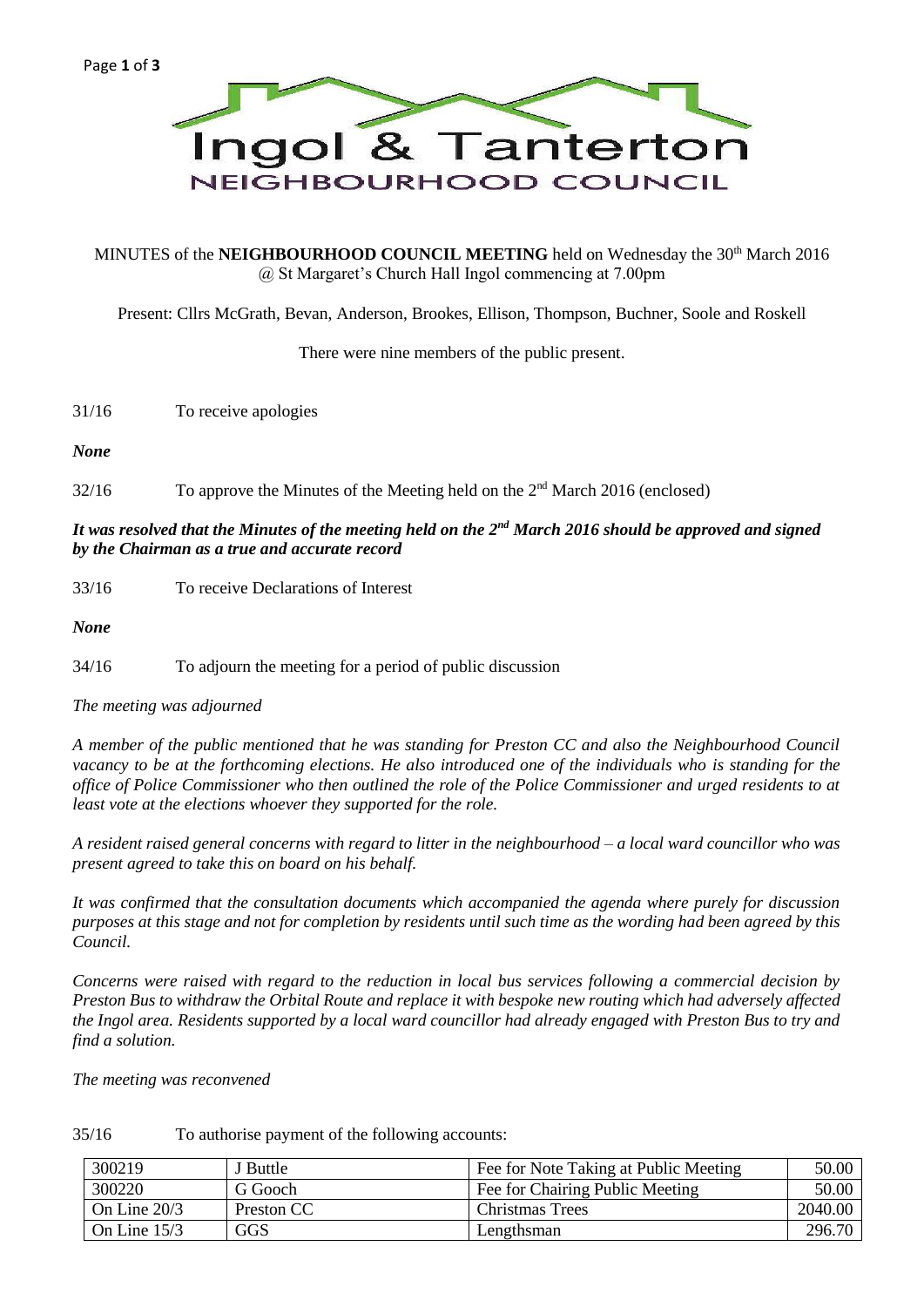# Ingol & Tanterton

## NEIGHBOURHOOD COUNCIL

MINUTES of the **NEIGHBOURHOOD COUNCIL MEETING** held on Wednesday the 30th March 2016 @ St Margaret's Church Hall Ingol commencing at 7.00pm

Present: Cllrs McGrath, Bevan, Anderson, Brookes, Ellison, Thompson, Buchner, Soole and Roskell

There were nine members of the public present.

31/16 To receive apologies

***None***

32/16 To approve the Minutes of the Meeting held on the 2nd March 2016 (enclosed)

***It was resolved that the Minutes of the meeting held on the 2nd March 2016 should be approved and signed by the Chairman as a true and accurate record***

33/16 To receive Declarations of Interest

***None***

34/16 To adjourn the meeting for a period of public discussion

*The meeting was adjourned*

*A member of the public mentioned that he was standing for Preston CC and also the Neighbourhood Council vacancy to be at the forthcoming elections. He also introduced one of the individuals who is standing for the office of Police Commissioner who then outlined the role of the Police Commissioner and urged residents to at least vote at the elections whoever they supported for the role.*

*A resident raised general concerns with regard to litter in the neighbourhood – a local ward councillor who was present agreed to take this on board on his behalf.*

*It was confirmed that the consultation documents which accompanied the agenda where purely for discussion purposes at this stage and not for completion by residents until such time as the wording had been agreed by this Council.*

*Concerns were raised with regard to the reduction in local bus services following a commercial decision by Preston Bus to withdraw the Orbital Route and replace it with bespoke new routing which had adversely affected the Ingol area. Residents supported by a local ward councillor had already engaged with Preston Bus to try and find a solution.*

*The meeting was reconvened*

35/16 To authorise payment of the following accounts:

| | | | |
|---|---|---|---|
| 300219 | J Buttle | Fee for Note Taking at Public Meeting | 50.00 |
| 300220 | G Gooch | Fee for Chairing Public Meeting | 50.00 |
| On Line 20/3 | Preston CC | Christmas Trees | 2040.00 |
| On Line 15/3 | GGS | Lengthsman | 296.70 |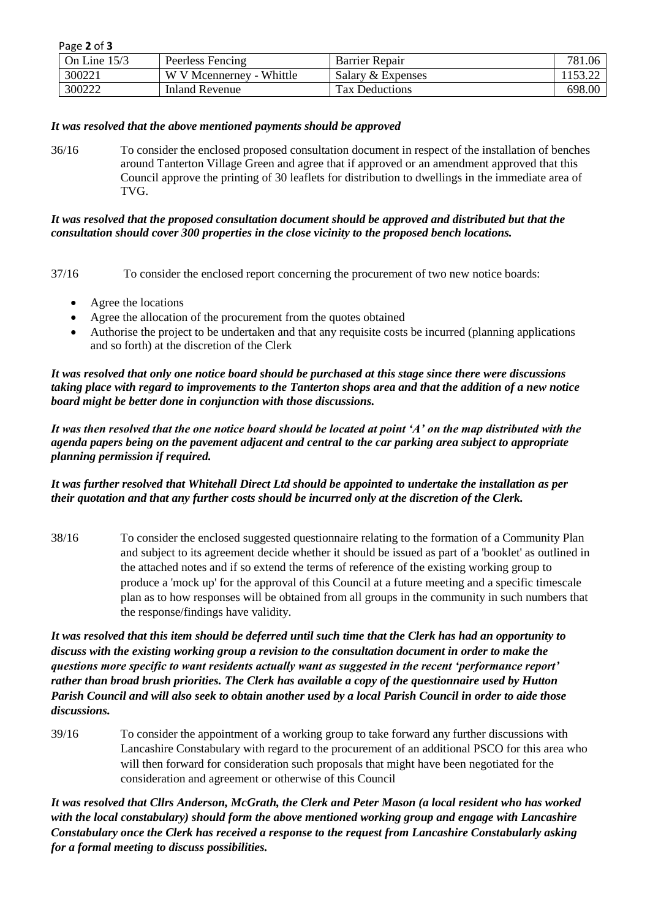| On Line 15/3 | Peerless Fencing | Barrier Repair | 781.06 |
|---|---|---|---|
| 300221 | W V Mcennerney - Whittle | Salary & Expenses | 1153.22 |
| 300222 | Inland Revenue | Tax Deductions | 698.00 |

***It was resolved that the above mentioned payments should be approved***

36/16 To consider the enclosed proposed consultation document in respect of the installation of benches around Tanterton Village Green and agree that if approved or an amendment approved that this Council approve the printing of 30 leaflets for distribution to dwellings in the immediate area of TVG.

***It was resolved that the proposed consultation document should be approved and distributed but that the consultation should cover 300 properties in the close vicinity to the proposed bench locations.***

37/16 To consider the enclosed report concerning the procurement of two new notice boards:

- Agree the locations
- Agree the allocation of the procurement from the quotes obtained
- Authorise the project to be undertaken and that any requisite costs be incurred (planning applications and so forth) at the discretion of the Clerk

***It was resolved that only one notice board should be purchased at this stage since there were discussions taking place with regard to improvements to the Tanterton shops area and that the addition of a new notice board might be better done in conjunction with those discussions.***

***It was then resolved that the one notice board should be located at point 'A' on the map distributed with the agenda papers being on the pavement adjacent and central to the car parking area subject to appropriate planning permission if required.***

***It was further resolved that Whitehall Direct Ltd should be appointed to undertake the installation as per their quotation and that any further costs should be incurred only at the discretion of the Clerk.***

38/16 To consider the enclosed suggested questionnaire relating to the formation of a Community Plan and subject to its agreement decide whether it should be issued as part of a 'booklet' as outlined in the attached notes and if so extend the terms of reference of the existing working group to produce a 'mock up' for the approval of this Council at a future meeting and a specific timescale plan as to how responses will be obtained from all groups in the community in such numbers that the response/findings have validity.

***It was resolved that this item should be deferred until such time that the Clerk has had an opportunity to discuss with the existing working group a revision to the consultation document in order to make the questions more specific to want residents actually want as suggested in the recent 'performance report' rather than broad brush priorities. The Clerk has available a copy of the questionnaire used by Hutton Parish Council and will also seek to obtain another used by a local Parish Council in order to aide those discussions.***

39/16 To consider the appointment of a working group to take forward any further discussions with Lancashire Constabulary with regard to the procurement of an additional PSCO for this area who will then forward for consideration such proposals that might have been negotiated for the consideration and agreement or otherwise of this Council

***It was resolved that Cllrs Anderson, McGrath, the Clerk and Peter Mason (a local resident who has worked with the local constabulary) should form the above mentioned working group and engage with Lancashire Constabulary once the Clerk has received a response to the request from Lancashire Constabulary asking for a formal meeting to discuss possibilities.***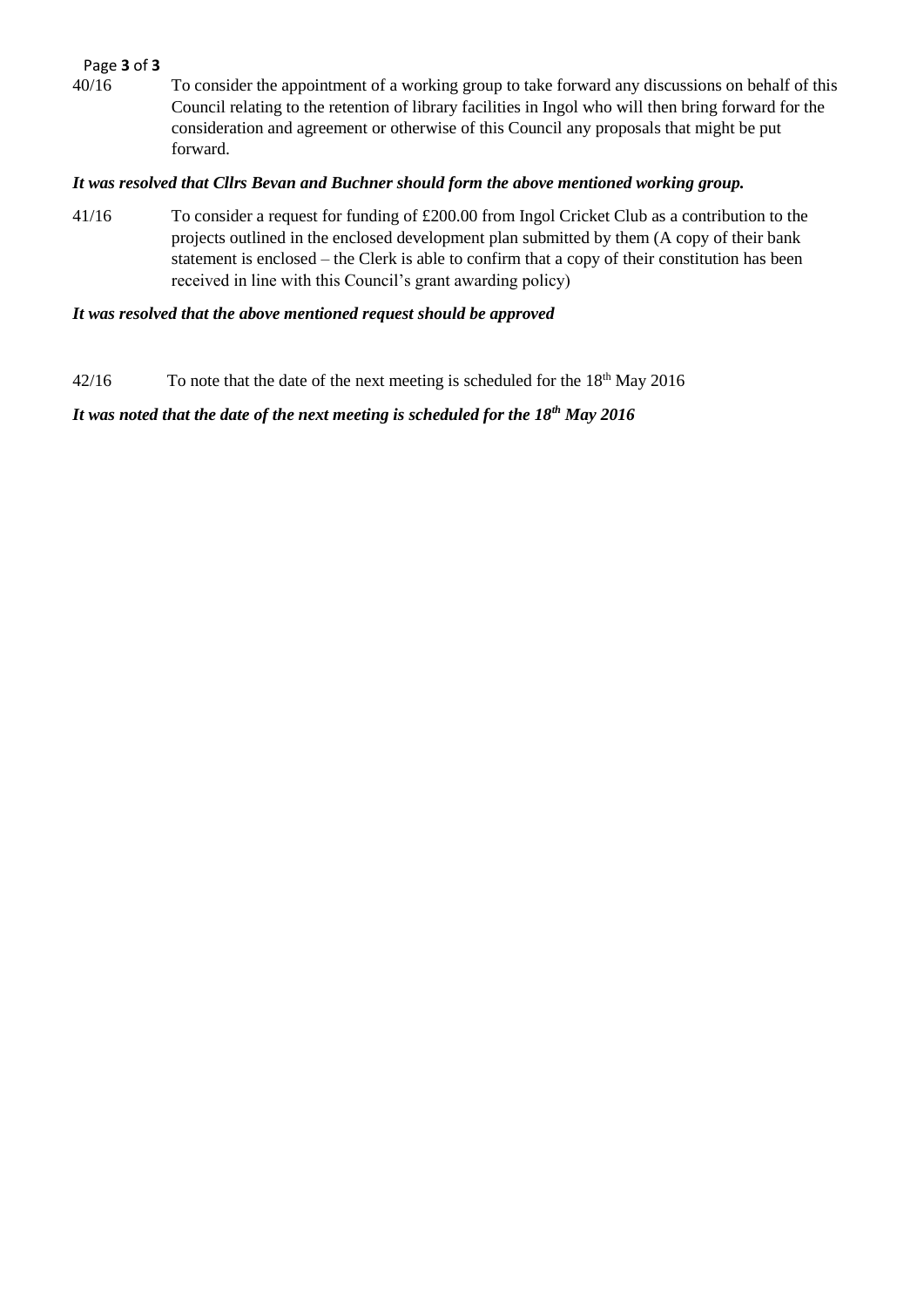40/16 To consider the appointment of a working group to take forward any discussions on behalf of this Council relating to the retention of library facilities in Ingol who will then bring forward for the consideration and agreement or otherwise of this Council any proposals that might be put forward.

***It was resolved that Cllrs Bevan and Buchner should form the above mentioned working group.***

41/16 To consider a request for funding of £200.00 from Ingol Cricket Club as a contribution to the projects outlined in the enclosed development plan submitted by them (A copy of their bank statement is enclosed – the Clerk is able to confirm that a copy of their constitution has been received in line with this Council's grant awarding policy)

***It was resolved that the above mentioned request should be approved***

42/16 To note that the date of the next meeting is scheduled for the 18th May 2016

***It was noted that the date of the next meeting is scheduled for the 18th May 2016***